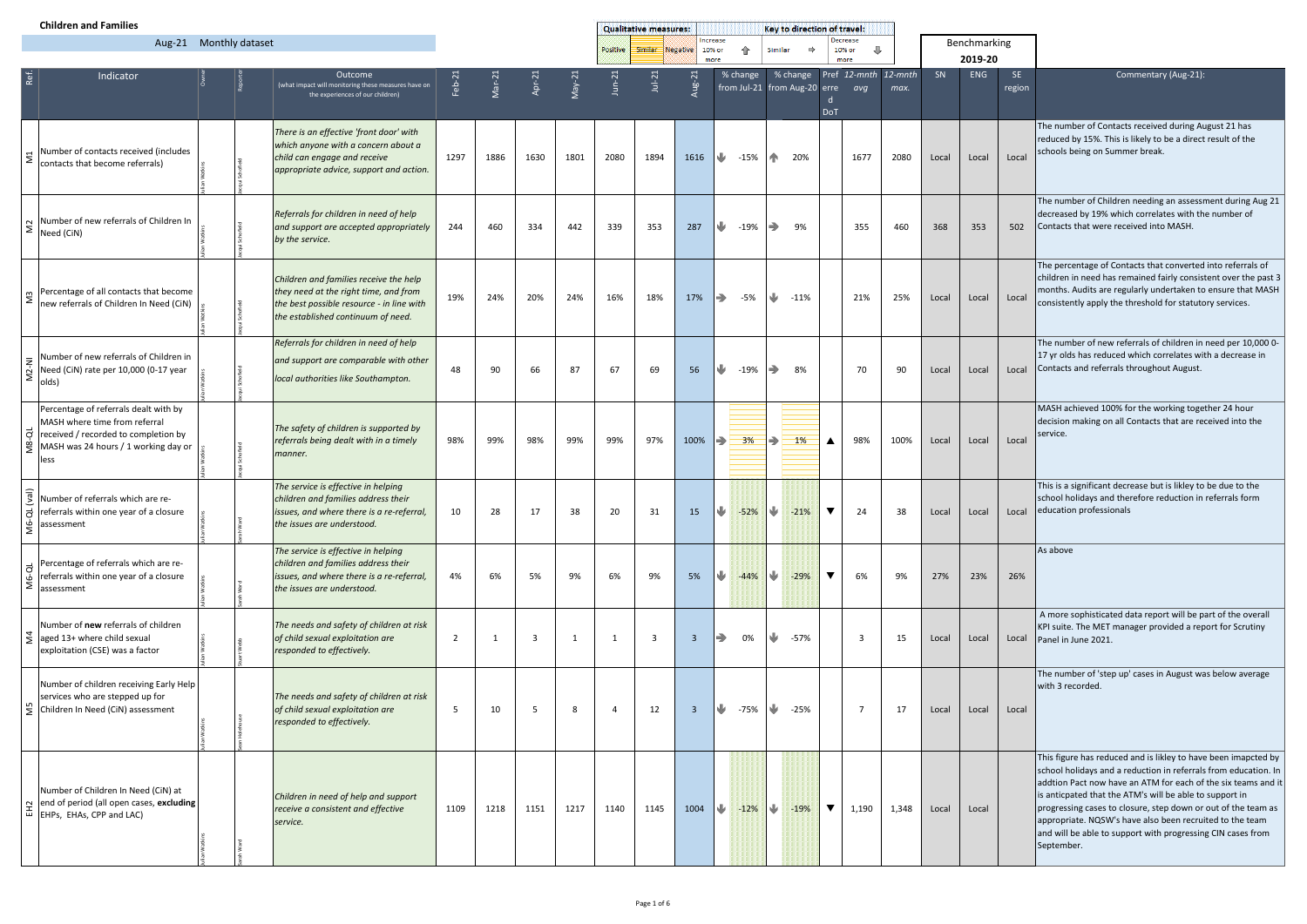# Children and Families

Aug-21 Monthly dataset

**Qualitative measures:** Positive | Similar | Negative

**Key to direction of travel:** Increase 10% or more ⇧ | Similar ⇨ | Decrease 10% or more ⇩

| Ref. | Indicator | Owner | Reporter | Outcome (what impact will monitoring these measures have on the experiences of our children) | Feb-21 | Mar-21 | Apr-21 | May-21 | Jun-21 | Jul-21 | Aug-21 | % change from Jul-21 | % change from Aug-20 | Preferred DoT | 12-mnth avg | 12-mnth max. | Benchmarking 2019-20 SN | ENG | SE region | Commentary (Aug-21): |
|---|---|---|---|---|---|---|---|---|---|---|---|---|---|---|---|---|---|---|---|---|
| M1 | Number of contacts received (includes contacts that become referrals) | Julian Watkins | Jacqui Schofield | There is an effective 'front door' with which anyone with a concern about a child can engage and receive appropriate advice, support and action. | 1297 | 1886 | 1630 | 1801 | 2080 | 1894 | 1616 | ⇩ -15% | ⇧ 20% | | 1677 | 2080 | Local | Local | Local | The number of Contacts received during August 21 has reduced by 15%. This is likely to be a direct result of the schools being on Summer break. |
| M2 | Number of new referrals of Children In Need (CiN) | Julian Watkins | Jacqui Schofield | Referrals for children in need of help and support are accepted appropriately by the service. | 244 | 460 | 334 | 442 | 339 | 353 | 287 | ⇩ -19% | ⇨ 9% | | 355 | 460 | 368 | 353 | 502 | The number of Children needing an assessment during Aug 21 decreased by 19% which correlates with the number of Contacts that were received into MASH. |
| M3 | Percentage of all contacts that become new referrals of Children In Need (CiN) | Julian Watkins | Jacqui Schofield | Children and families receive the help they need at the right time, and from the best possible resource - in line with the established continuum of need. | 19% | 24% | 20% | 24% | 16% | 18% | 17% | ⇨ -5% | ⇩ -11% | | 21% | 25% | Local | Local | Local | The percentage of Contacts that converted into referrals of children in need has remained fairly consistent over the past 3 months. Audits are regularly undertaken to ensure that MASH consistently apply the threshold for statutory services. |
| M2-NI | Number of new referrals of Children in Need (CiN) rate per 10,000 (0-17 year olds) | Julian Watkins | Jacqui Schofield | Referrals for children in need of help and support are comparable with other local authorities like Southampton. | 48 | 90 | 66 | 87 | 67 | 69 | 56 | ⇩ -19% | ⇨ 8% | | 70 | 90 | Local | Local | Local | The number of new referrals of children in need per 10,000 0-17 yr olds has reduced which correlates with a decrease in Contacts and referrals throughout August. |
| M8-QL | Percentage of referrals dealt with by MASH where time from referral received / recorded to completion by MASH was 24 hours / 1 working day or less | Julian Watkins | Jacqui Schofield | The safety of children is supported by referrals being dealt with in a timely manner. | 98% | 99% | 98% | 99% | 99% | 97% | 100% | ⇨ 3% | ⇨ 1% | ▲ | 98% | 100% | Local | Local | Local | MASH achieved 100% for the working together 24 hour decision making on all Contacts that are received into the service. |
| M6-QL (val) | Number of referrals which are re-referrals within one year of a closure assessment | Julian Watkins | Sarah Ward | The service is effective in helping children and families address their issues, and where there is a re-referral, the issues are understood. | 10 | 28 | 17 | 38 | 20 | 31 | 15 | ⇩ -52% | ⇩ -21% | ▼ | 24 | 38 | Local | Local | Local | This is a significant decrease but is likley to be due to the school holidays and therefore reduction in referrals form education professionals |
| M6-QL | Percentage of referrals which are re-referrals within one year of a closure assessment | Julian Watkins | Sarah Ward | The service is effective in helping children and families address their issues, and where there is a re-referral, the issues are understood. | 4% | 6% | 5% | 9% | 6% | 9% | 5% | ⇩ -44% | ⇩ -29% | ▼ | 6% | 9% | 27% | 23% | 26% | As above |
| M4 | Number of **new** referrals of children aged 13+ where child sexual exploitation (CSE) was a factor | Julian Watkins | Stuart Webb | The needs and safety of children at risk of child sexual exploitation are responded to effectively. | 2 | 1 | 3 | 1 | 1 | 3 | 3 | ⇨ 0% | ⇩ -57% | | 3 | 15 | Local | Local | Local | A more sophisticated data report will be part of the overall KPI suite. The MET manager provided a report for Scrutiny Panel in June 2021. |
| M5 | Number of children receiving Early Help services who are stepped up for Children In Need (CiN) assessment | Julian Watkins | Sean Holehouse | The needs and safety of children at risk of child sexual exploitation are responded to effectively. | 5 | 10 | 5 | 8 | 4 | 12 | 3 | ⇩ -75% | ⇩ -25% | | 7 | 17 | Local | Local | Local | The number of 'step up' cases in August was below average with 3 recorded. |
| EH2 | Number of Children In Need (CiN) at end of period (all open cases, **excluding** EHPs, EHAs, CPP and LAC) | Julian Watkins | Sarah Ward | Children in need of help and support receive a consistent and effective service. | 1109 | 1218 | 1151 | 1217 | 1140 | 1145 | 1004 | ⇩ -12% | ⇩ -19% | ▼ | 1,190 | 1,348 | Local | Local | | This figure has reduced and is likley to have been imapcted by school holidays and a reduction in referrals from education. In addtion Pact now have an ATM for each of the six teams and it is anticpated that the ATM's will be able to support in progressing cases to closure, step down or out of the team as appropriate. NQSW's have also been recruited to the team and will be able to support with progressing CIN cases from September. |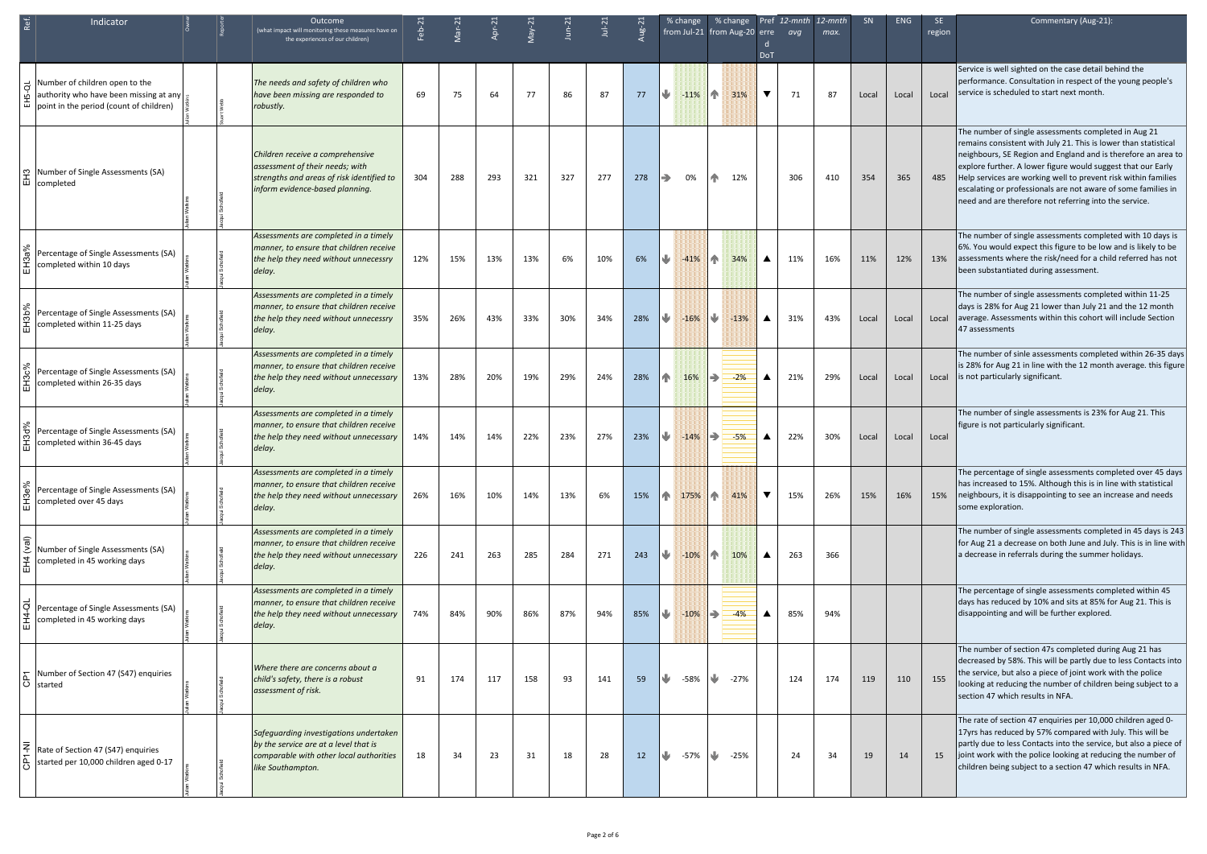| Ref. | Indicator | Owner | Reporter | Outcome (what impact will monitoring these measures have on the experiences of our children) | Feb-21 | Mar-21 | Apr-21 | May-21 | Jun-21 | Jul-21 | Aug-21 | % change from Jul-21 | % change from Aug-20 | Preferred DoT | 12-mnth avg | 12-mnth max. | SN | ENG | SE region | Commentary (Aug-21): |
|---|---|---|---|---|---|---|---|---|---|---|---|---|---|---|---|---|---|---|---|---|
| EH5-QL | Number of children open to the authority who have been missing at any point in the period (count of children) | Julian Watkins | Stuart Webb | *The needs and safety of children who have been missing are responded to robustly.* | 69 | 75 | 64 | 77 | 86 | 87 | 77 | ↓ -11% | ↑ 31% | ▼ | 71 | 87 | Local | Local | Local | Service is well sighted on the case detail behind the performance. Consultation in respect of the young people's service is scheduled to start next month. |
| EH3 | Number of Single Assessments (SA) completed | Julian Watkins | Jacqui Schofield | *Children receive a comprehensive assessment of their needs; with strengths and areas of risk identified to inform evidence-based planning.* | 304 | 288 | 293 | 321 | 327 | 277 | 278 | → 0% | ↑ 12% | | 306 | 410 | 354 | 365 | 485 | The number of single assessments completed in Aug 21 remains consistent with July 21. This is lower than statistical neighbours, SE Region and England and is therefore an area to explore further. A lower figure would suggest that our Early Help services are working well to prevent risk within families escalating or professionals are not aware of some families in need and are therefore not referring into the service. |
| EH3a% | Percentage of Single Assessments (SA) completed within 10 days | Julian Watkins | Jacqui Schofield | *Assessments are completed in a timely manner, to ensure that children receive the help they need without unnecessary delay.* | 12% | 15% | 13% | 13% | 6% | 10% | 6% | ↓ -41% | ↑ 34% | ▲ | 11% | 16% | 11% | 12% | 13% | The number of single assessments completed with 10 days is 6%. You would expect this figure to be low and is likely to be assessments where the risk/need for a child referred has not been substantiated during assessment. |
| EH3b% | Percentage of Single Assessments (SA) completed within 11-25 days | Julian Watkins | Jacqui Schofield | *Assessments are completed in a timely manner, to ensure that children receive the help they need without unnecessary delay.* | 35% | 26% | 43% | 33% | 30% | 34% | 28% | ↓ -16% | ↓ -13% | ▲ | 31% | 43% | Local | Local | Local | The number of single assessments completed within 11-25 days is 28% for Aug 21 lower than July 21 and the 12 month average. Assessments within this cohort will include Section 47 assessments |
| EH3c% | Percentage of Single Assessments (SA) completed within 26-35 days | Julian Watkins | Jacqui Schofield | *Assessments are completed in a timely manner, to ensure that children receive the help they need without unnecessary delay.* | 13% | 28% | 20% | 19% | 29% | 24% | 28% | ↑ 16% | → -2% | ▲ | 21% | 29% | Local | Local | Local | The number of sinle assessments completed within 26-35 days is 28% for Aug 21 in line with the 12 month average. this figure is not particularly significant. |
| EH3d% | Percentage of Single Assessments (SA) completed within 36-45 days | Julian Watkins | Jacqui Schofield | *Assessments are completed in a timely manner, to ensure that children receive the help they need without unnecessary delay.* | 14% | 14% | 14% | 22% | 23% | 27% | 23% | ↓ -14% | → -5% | ▲ | 22% | 30% | Local | Local | Local | The number of single assessments is 23% for Aug 21. This figure is not particularly significant. |
| EH3e% | Percentage of Single Assessments (SA) completed over 45 days | Julian Watkins | Jacqui Schofield | *Assessments are completed in a timely manner, to ensure that children receive the help they need without unnecessary delay.* | 26% | 16% | 10% | 14% | 13% | 6% | 15% | ↑ 175% | ↑ 41% | ▼ | 15% | 26% | 15% | 16% | 15% | The percentage of single assessments completed over 45 days has increased to 15%. Although this is in line with statistical neighbours, it is disappointing to see an increase and needs some exploration. |
| EH4 (val) | Number of Single Assessments (SA) completed in 45 working days | Julian Watkins | Jacqui Schofield | *Assessments are completed in a timely manner, to ensure that children receive the help they need without unnecessary delay.* | 226 | 241 | 263 | 285 | 284 | 271 | 243 | ↓ -10% | ↑ 10% | ▲ | 263 | 366 | | | | The number of single assessments completed in 45 days is 243 for Aug 21 a decrease on both June and July. This is in line with a decrease in referrals during the summer holidays. |
| EH4-QL | Percentage of Single Assessments (SA) completed in 45 working days | Julian Watkins | Jacqui Schofield | *Assessments are completed in a timely manner, to ensure that children receive the help they need without unnecessary delay.* | 74% | 84% | 90% | 86% | 87% | 94% | 85% | ↓ -10% | → -4% | ▲ | 85% | 94% | | | | The percentage of single assessments completed within 45 days has reduced by 10% and sits at 85% for Aug 21. This is disappointing and will be further explored. |
| CP1 | Number of Section 47 (S47) enquiries started | Julian Watkins | Jacqui Schofield | *Where there are concerns about a child's safety, there is a robust assessment of risk.* | 91 | 174 | 117 | 158 | 93 | 141 | 59 | ↓ -58% | ↓ -27% | | 124 | 174 | 119 | 110 | 155 | The number of section 47s completed during Aug 21 has decreased by 58%. This will be partly due to less Contacts into the service, but also a piece of joint work with the police looking at reducing the number of children being subject to a section 47 which results in NFA. |
| CP1-NI | Rate of Section 47 (S47) enquiries started per 10,000 children aged 0-17 | Julian Watkins | Jacqui Schofield | *Safeguarding investigations undertaken by the service are at a level that is comparable with other local authorities like Southampton.* | 18 | 34 | 23 | 31 | 18 | 28 | 12 | ↓ -57% | ↓ -25% | | 24 | 34 | 19 | 14 | 15 | The rate of section 47 enquiries per 10,000 children aged 0-17yrs has reduced by 57% compared with July. This will be partly due to less Contacts into the service, but also a piece of joint work with the police looking at reducing the number of children being subject to a section 47 which results in NFA. |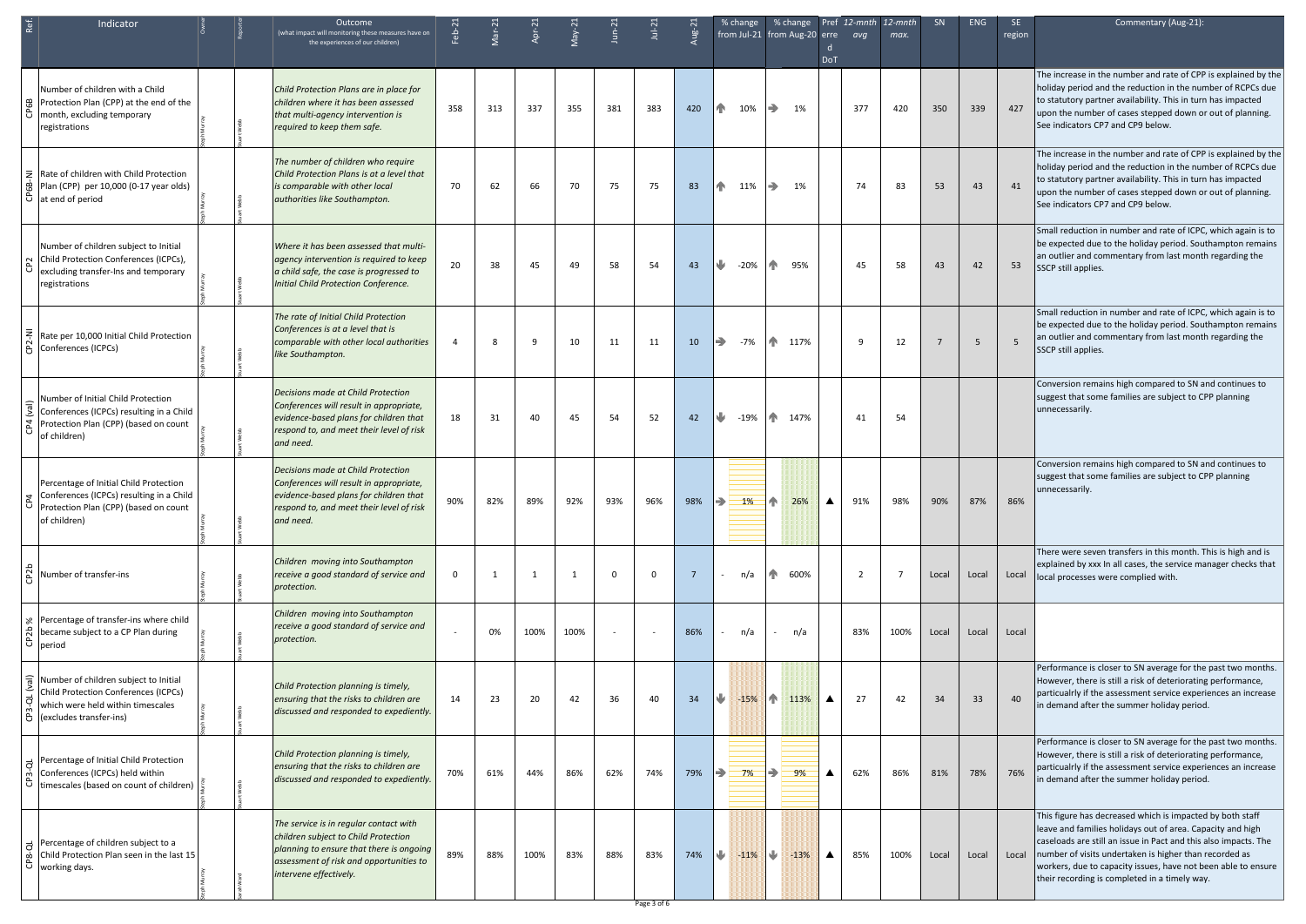| Ref. | Indicator | Owner | Reporter | Outcome (what impact will monitoring these measures have on the experiences of our children) | Feb-21 | Mar-21 | Apr-21 | May-21 | Jun-21 | Jul-21 | Aug-21 | % change from Jul-21 | % change from Aug-20 | Preferred DoT | *12-mnth avg* | *12-mnth max.* | SN | ENG | SE region | Commentary (Aug-21): |
|---|---|---|---|---|---|---|---|---|---|---|---|---|---|---|---|---|---|---|---|---|
| CP6B | Number of children with a Child Protection Plan (CPP) at the end of the month, excluding temporary registrations | Steph Murray | Stuart Webb | *Child Protection Plans are in place for children where it has been assessed that multi-agency intervention is required to keep them safe.* | 358 | 313 | 337 | 355 | 381 | 383 | 420 | ↑ 10% | → 1% | | 377 | 420 | 350 | 339 | 427 | The increase in the number and rate of CPP is explained by the holiday period and the reduction in the number of RCPCs due to statutory partner availability. This in turn has impacted upon the number of cases stepped down or out of planning. See indicators CP7 and CP9 below. |
| CP6B-NI | Rate of children with Child Protection Plan (CPP) per 10,000 (0-17 year olds) at end of period | Steph Murray | Stuart Webb | *The number of children who require Child Protection Plans is at a level that is comparable with other local authorities like Southampton.* | 70 | 62 | 66 | 70 | 75 | 75 | 83 | ↑ 11% | → 1% | | 74 | 83 | 53 | 43 | 41 | The increase in the number and rate of CPP is explained by the holiday period and the reduction in the number of RCPCs due to statutory partner availability. This in turn has impacted upon the number of cases stepped down or out of planning. See indicators CP7 and CP9 below. |
| CP2 | Number of children subject to Initial Child Protection Conferences (ICPCs), excluding transfer-Ins and temporary registrations | Steph Murray | Stuart Webb | *Where it has been assessed that multi-agency intervention is required to keep a child safe, the case is progressed to Initial Child Protection Conference.* | 20 | 38 | 45 | 49 | 58 | 54 | 43 | ↓ -20% | ↑ 95% | | 45 | 58 | 43 | 42 | 53 | Small reduction in number and rate of ICPC, which again is to be expected due to the holiday period. Southampton remains an outlier and commentary from last month regarding the SSCP still applies. |
| CP2-NI | Rate per 10,000 Initial Child Protection Conferences (ICPCs) | Steph Murray | Stuart Webb | *The rate of Initial Child Protection Conferences is at a level that is comparable with other local authorities like Southampton.* | 4 | 8 | 9 | 10 | 11 | 11 | 10 | → -7% | ↑ 117% | | 9 | 12 | 7 | 5 | 5 | Small reduction in number and rate of ICPC, which again is to be expected due to the holiday period. Southampton remains an outlier and commentary from last month regarding the SSCP still applies. |
| CP4 (val) | Number of Initial Child Protection Conferences (ICPCs) resulting in a Child Protection Plan (CPP) (based on count of children) | Steph Murray | Stuart Webb | *Decisions made at Child Protection Conferences will result in appropriate, evidence-based plans for children that respond to, and meet their level of risk and need.* | 18 | 31 | 40 | 45 | 54 | 52 | 42 | ↓ -19% | ↑ 147% | | 41 | 54 | | | | Conversion remains high compared to SN and continues to suggest that some families are subject to CPP planning unnecessarily. |
| CP4 | Percentage of Initial Child Protection Conferences (ICPCs) resulting in a Child Protection Plan (CPP) (based on count of children) | Steph Murray | Stuart Webb | *Decisions made at Child Protection Conferences will result in appropriate, evidence-based plans for children that respond to, and meet their level of risk and need.* | 90% | 82% | 89% | 92% | 93% | 96% | 98% | → 1% | ↑ 26% | ▲ | 91% | 98% | 90% | 87% | 86% | Conversion remains high compared to SN and continues to suggest that some families are subject to CPP planning unnecessarily. |
| CP2b | Number of transfer-ins | Steph Murray | Stuart Webb | *Children moving into Southampton receive a good standard of service and protection.* | 0 | 1 | 1 | 1 | 0 | 0 | 7 | - n/a | ↑ 600% | | 2 | 7 | Local | Local | Local | There were seven transfers in this month. This is high and is explained by xxx In all cases, the service manager checks that local processes were complied with. |
| CP2b % | Percentage of transfer-ins where child became subject to a CP Plan during period | Steph Murray | Stuart Webb | *Children moving into Southampton receive a good standard of service and protection.* | - | 0% | 100% | 100% | - | - | 86% | - n/a | - n/a | | 83% | 100% | Local | Local | Local | |
| CP3-QL (val) | Number of children subject to Initial Child Protection Conferences (ICPCs) which were held within timescales (excludes transfer-ins) | Steph Murray | Stuart Webb | *Child Protection planning is timely, ensuring that the risks to children are discussed and responded to expediently.* | 14 | 23 | 20 | 42 | 36 | 40 | 34 | ↓ -15% | ↑ 113% | ▲ | 27 | 42 | 34 | 33 | 40 | Performance is closer to SN average for the past two months. However, there is still a risk of deteriorating performance, particularly if the assessment service experiences an increase in demand after the summer holiday period. |
| CP3-QL | Percentage of Initial Child Protection Conferences (ICPCs) held within timescales (based on count of children) | Steph Murray | Stuart Webb | *Child Protection planning is timely, ensuring that the risks to children are discussed and responded to expediently.* | 70% | 61% | 44% | 86% | 62% | 74% | 79% | → 7% | → 9% | ▲ | 62% | 86% | 81% | 78% | 76% | Performance is closer to SN average for the past two months. However, there is still a risk of deteriorating performance, particularly if the assessment service experiences an increase in demand after the summer holiday period. |
| CP8-QL | Percentage of children subject to a Child Protection Plan seen in the last 15 working days. | Steph Murray | Sarah Ward | *The service is in regular contact with children subject to Child Protection planning to ensure that there is ongoing assessment of risk and opportunities to intervene effectively.* | 89% | 88% | 100% | 83% | 88% | 83% | 74% | ↓ -11% | ↓ -13% | ▲ | 85% | 100% | Local | Local | Local | This figure has decreased which is impacted by both staff leave and families holidays out of area. Capacity and high caseloads are still an issue in Pact and this also impacts. The number of visits undertaken is higher than recorded as workers, due to capacity issues, have not been able to ensure their recording is completed in a timely way. |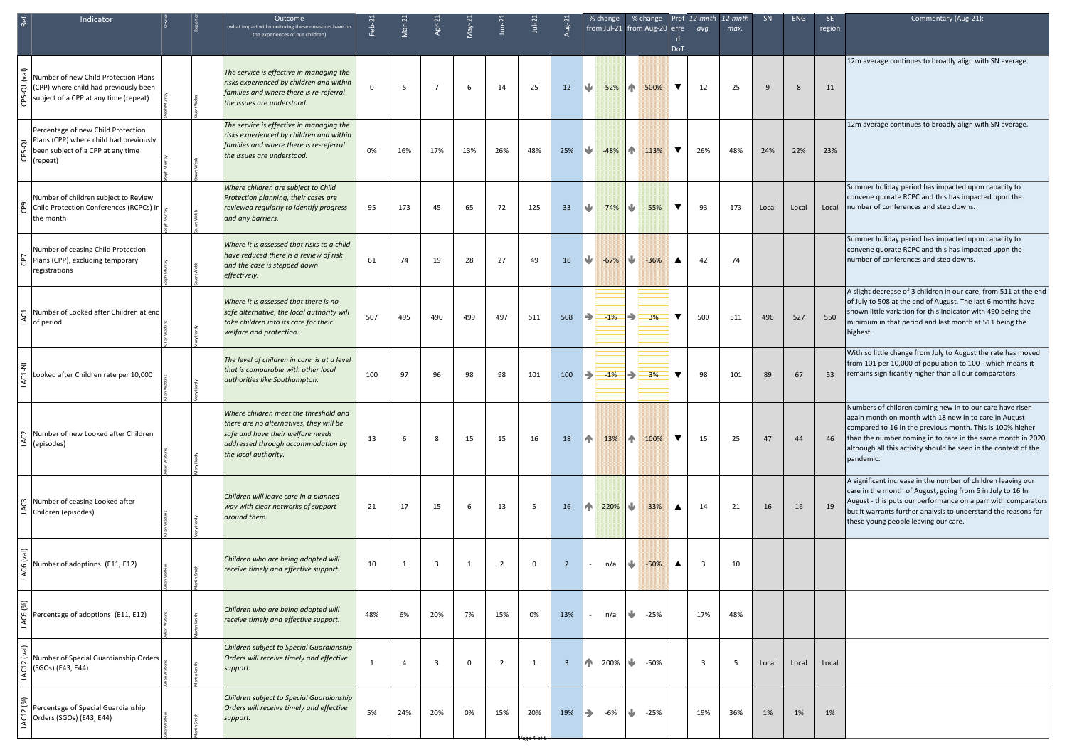| Ref. | Indicator | Owner | Reporter | Outcome (what impact will monitoring these measures have on the experiences of our children) | Feb-21 | Mar-21 | Apr-21 | May-21 | Jun-21 | Jul-21 | Aug-21 | % change from Jul-21 | % change from Aug-20 | Preferred DoT | 12-mnth avg | 12-mnth max. | SN | ENG | SE region | Commentary (Aug-21): |
|---|---|---|---|---|---|---|---|---|---|---|---|---|---|---|---|---|---|---|---|---|
| CP5-QL (val) | Number of new Child Protection Plans (CPP) where child had previously been subject of a CPP at any time (repeat) | Steph Murray | Stuart Webb | *The service is effective in managing the risks experienced by children and within families and where there is re-referral the issues are understood.* | 0 | 5 | 7 | 6 | 14 | 25 | 12 | ↓ -52% | ↑ 500% | ▼ | 12 | 25 | 9 | 8 | 11 | 12m average continues to broadly align with SN average. |
| CP5-QL | Percentage of new Child Protection Plans (CPP) where child had previously been subject of a CPP at any time (repeat) | Steph Murray | Stuart Webb | *The service is effective in managing the risks experienced by children and within families and where there is re-referral the issues are understood.* | 0% | 16% | 17% | 13% | 26% | 48% | 25% | ↓ -48% | ↑ 113% | ▼ | 26% | 48% | 24% | 22% | 23% | 12m average continues to broadly align with SN average. |
| CP9 | Number of children subject to Review Child Protection Conferences (RCPCs) in the month | Steph Murray | Stuart Webb | *Where children are subject to Child Protection planning, their cases are reviewed regularly to identify progress and any barriers.* | 95 | 173 | 45 | 65 | 72 | 125 | 33 | ↓ -74% | ↓ -55% | ▼ | 93 | 173 | Local | Local | Local | Summer holiday period has impacted upon capacity to convene quorate RCPC and this has impacted upon the number of conferences and step downs. |
| CP7 | Number of ceasing Child Protection Plans (CPP), excluding temporary registrations | Steph Murray | Stuart Webb | *Where it is assessed that risks to a child have reduced there is a review of risk and the case is stepped down effectively.* | 61 | 74 | 19 | 28 | 27 | 49 | 16 | ↓ -67% | ↓ -36% | ▲ | 42 | 74 | | | | Summer holiday period has impacted upon capacity to convene quorate RCPC and this has impacted upon the number of conferences and step downs. |
| LAC1 | Number of Looked after Children at end of period | Julian Watkins | Mary Hardy | *Where it is assessed that there is no safe alternative, the local authority will take children into its care for their welfare and protection.* | 507 | 495 | 490 | 499 | 497 | 511 | 508 | → -1% | → 3% | ▼ | 500 | 511 | 496 | 527 | 550 | A slight decrease of 3 children in our care, from 511 at the end of July to 508 at the end of August. The last 6 months have shown little variation for this indicator with 490 being the minimum in that period and last month at 511 being the highest. |
| LAC1-NI | Looked after Children rate per 10,000 | Julian Watkins | Mary Hardy | *The level of children in care is at a level that is comparable with other local authorities like Southampton.* | 100 | 97 | 96 | 98 | 98 | 101 | 100 | → -1% | → 3% | ▼ | 98 | 101 | 89 | 67 | 53 | With so little change from July to August the rate has moved from 101 per 10,000 of population to 100 - which means it remains significantly higher than all our comparators. |
| LAC2 | Number of new Looked after Children (episodes) | Julian Watkins | Mary Hardy | *Where children meet the threshold and there are no alternatives, they will be safe and have their welfare needs addressed through accommodation by the local authority.* | 13 | 6 | 8 | 15 | 15 | 16 | 18 | ↑ 13% | ↑ 100% | ▼ | 15 | 25 | 47 | 44 | 46 | Numbers of children coming new in to our care have risen again month on month with 18 new in to care in August compared to 16 in the previous month. This is 100% higher than the number coming in to care in the same month in 2020, although all this activity should be seen in the context of the pandemic. |
| LAC3 | Number of ceasing Looked after Children (episodes) | Julian Watkins | Mary Hardy | *Children will leave care in a planned way with clear networks of support around them.* | 21 | 17 | 15 | 6 | 13 | 5 | 16 | ↑ 220% | ↓ -33% | ▲ | 14 | 21 | 16 | 16 | 19 | A significant increase in the number of children leaving our care in the month of August, going from 5 in July to 16 In August - this puts our performance on a parr with comparators but it warrants further analysis to understand the reasons for these young people leaving our care. |
| LAC6 (val) | Number of adoptions (E11, E12) | Julian Watkins | Martin Smith | *Children who are being adopted will receive timely and effective support.* | 10 | 1 | 3 | 1 | 2 | 0 | 2 | - n/a | ↓ -50% | ▲ | 3 | 10 | | | | |
| LAC6 (%) | Percentage of adoptions (E11, E12) | Julian Watkins | Martin Smith | *Children who are being adopted will receive timely and effective support.* | 48% | 6% | 20% | 7% | 15% | 0% | 13% | - n/a | ↓ -25% | | 17% | 48% | | | | |
| LAC12 (val) | Number of Special Guardianship Orders (SGOs) (E43, E44) | Julian Watkins | Martin Smith | *Children subject to Special Guardianship Orders will receive timely and effective support.* | 1 | 4 | 3 | 0 | 2 | 1 | 3 | ↑ 200% | ↓ -50% | | 3 | 5 | Local | Local | Local | |
| LAC12 (%) | Percentage of Special Guardianship Orders (SGOs) (E43, E44) | Julian Watkins | Martin Smith | *Children subject to Special Guardianship Orders will receive timely and effective support.* | 5% | 24% | 20% | 0% | 15% | 20% | 19% | → -6% | ↓ -25% | | 19% | 36% | 1% | 1% | 1% | |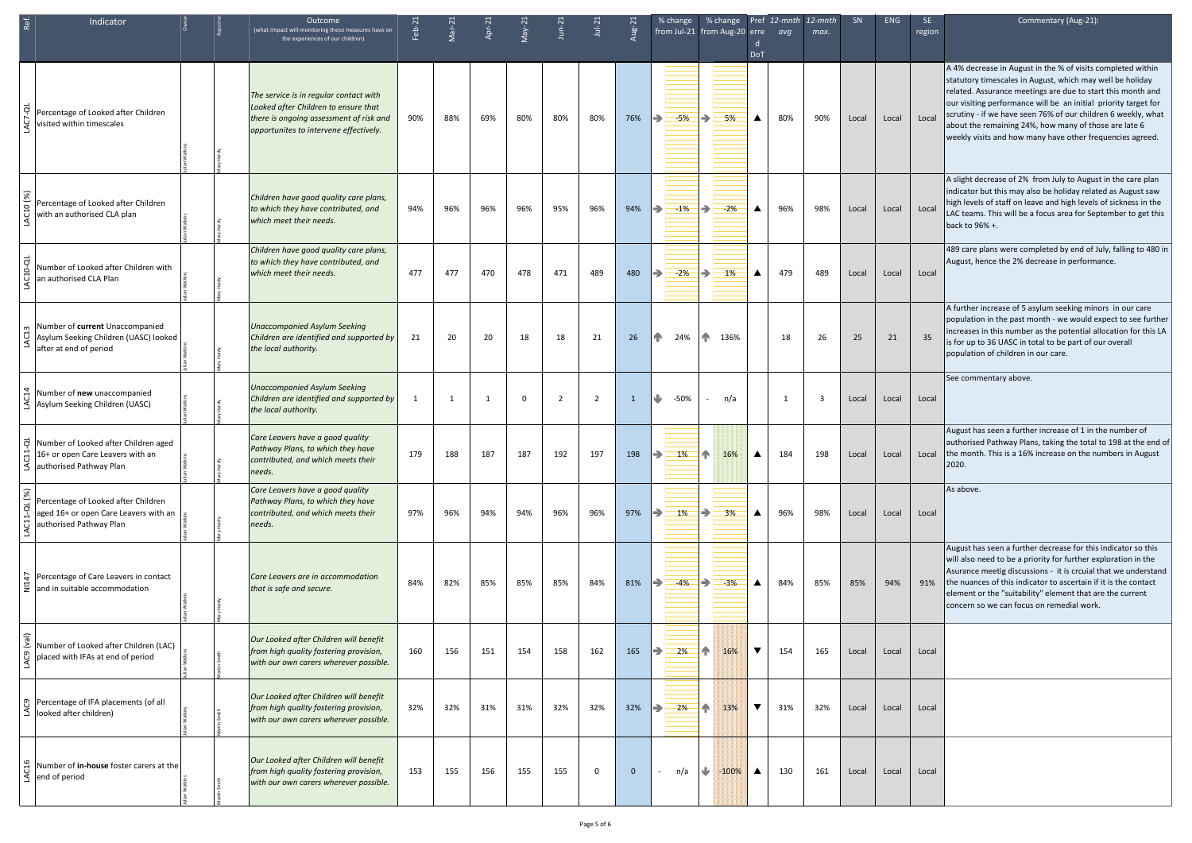| Ref. | Indicator | Owner | Reporter | Outcome (what impact will monitoring these measures have on the experiences of our children) | Feb-21 | Mar-21 | Apr-21 | May-21 | Jun-21 | Jul-21 | Aug-21 | % change from Jul-21 | % change from Aug-20 | Preferred DoT | 12-mnth avg | 12-mnth max. | SN | ENG | SE region | Commentary (Aug-21): |
|---|---|---|---|---|---|---|---|---|---|---|---|---|---|---|---|---|---|---|---|---|
| LAC7-QL | Percentage of Looked after Children visited within timescales | Julian Watkins | Mary Hardy | *The service is in regular contact with Looked after Children to ensure that there is ongoing assessment of risk and opportunites to intervene effectively.* | 90% | 88% | 69% | 80% | 80% | 80% | 76% | ➔ -5% | ➔ 5% | ▲ | 80% | 90% | Local | Local | Local | A 4% decrease in August in the % of visits completed within statutory timescales in August, which may well be holiday related. Assurance meetings are due to start this month and our visiting performance will be an initial priority target for scrutiny - if we have seen 76% of our children 6 weekly, what about the remaining 24%, how many of those are late 6 weekly visits and how many have other frequencies agreed. |
| LAC10 (%) | Percentage of Looked after Children with an authorised CLA plan | Julian Watkins | Mary Hardy | *Children have good quality care plans, to which they have contributed, and which meet their needs.* | 94% | 96% | 96% | 96% | 95% | 96% | 94% | ➔ -1% | ➔ -2% | ▲ | 96% | 98% | Local | Local | Local | A slight decrease of 2% from July to August in the care plan indicator but this may also be holiday related as August saw high levels of staff on leave and high levels of sickness in the LAC teams. This will be a focus area for September to get this back to 96% +. |
| LAC10-QL | Number of Looked after Children with an authorised CLA Plan | Julian Watkins | Mary Hardy | *Children have good quality care plans, to which they have contributed, and which meet their needs.* | 477 | 477 | 470 | 478 | 471 | 489 | 480 | ➔ -2% | ➔ 1% | ▲ | 479 | 489 | Local | Local | Local | 489 care plans were completed by end of July, falling to 480 in August, hence the 2% decrease in performance. |
| LAC13 | Number of **current** Unaccompanied Asylum Seeking Children (UASC) looked after at end of period | Julian Watkins | Mary Hardy | *Unaccompanied Asylum Seeking Children are identified and supported by the local authority.* | 21 | 20 | 20 | 18 | 18 | 21 | 26 | ⬆ 24% | ⬆ 136% | | 18 | 26 | 25 | 21 | 35 | A further increase of 5 asylum seeking minors in our care population in the past month - we would expect to see further increases in this number as the potential allocation for this LA is for up to 36 UASC in total to be part of our overall population of children in our care. |
| LAC14 | Number of **new** unaccompanied Asylum Seeking Children (UASC) | Julian Watkins | Mary Hardy | *Unaccompanied Asylum Seeking Children are identified and supported by the local authority.* | 1 | 1 | 1 | 0 | 2 | 2 | 1 | ⬇ -50% | - n/a | | 1 | 3 | Local | Local | Local | See commentary above. |
| LAC11-QL | Number of Looked after Children aged 16+ or open Care Leavers with an authorised Pathway Plan | Julian Watkins | Mary Hardy | *Care Leavers have a good quality Pathway Plans, to which they have contributed, and which meets their needs.* | 179 | 188 | 187 | 187 | 192 | 197 | 198 | ➔ 1% | ⬆ 16% | ▲ | 184 | 198 | Local | Local | Local | August has seen a further increase of 1 in the number of authorised Pathway Plans, taking the total to 198 at the end of the month. This is a 16% increase on the numbers in August 2020. |
| LAC11-QL (%) | Percentage of Looked after Children aged 16+ or open Care Leavers with an authorised Pathway Plan | Julian Watkins | Mary Hardy | *Care Leavers have a good quality Pathway Plans, to which they have contributed, and which meets their needs.* | 97% | 96% | 94% | 94% | 96% | 96% | 97% | ➔ 1% | ➔ 3% | ▲ | 96% | 98% | Local | Local | Local | As above. |
| NI147 | Percentage of Care Leavers in contact and in suitable accommodation | Julian Watkins | Mary Hardy | *Care Leavers are in accommodation that is safe and secure.* | 84% | 82% | 85% | 85% | 85% | 84% | 81% | ➔ -4% | ➔ -3% | ▲ | 84% | 85% | 85% | 94% | 91% | August has seen a further decrease for this indicator so this will also need to be a priority for further exploration in the Asurance meetig discussions - it is crcuial that we understand the nuances of this indicator to ascertain if it is the contact element or the "suitability" element that are the current concern so we can focus on remedial work. |
| LAC9 (val) | Number of Looked after Children (LAC) placed with IFAs at end of period | Julian Watkins | Martin Smith | *Our Looked after Children will benefit from high quality fostering provision, with our own carers wherever possible.* | 160 | 156 | 151 | 154 | 158 | 162 | 165 | ➔ 2% | ⬆ 16% | ▼ | 154 | 165 | Local | Local | Local | |
| LAC9 | Percentage of IFA placements (of all looked after children) | Julian Watkins | Martin Smith | *Our Looked after Children will benefit from high quality fostering provision, with our own carers wherever possible.* | 32% | 32% | 31% | 31% | 32% | 32% | 32% | ➔ 2% | ⬆ 13% | ▼ | 31% | 32% | Local | Local | Local | |
| LAC16 | Number of **in-house** foster carers at the end of period | Julian Watkins | Martin Smith | *Our Looked after Children will benefit from high quality fostering provision, with our own carers wherever possible.* | 153 | 155 | 156 | 155 | 155 | 0 | 0 | - n/a | ⬇ -100% | ▲ | 130 | 161 | Local | Local | Local | |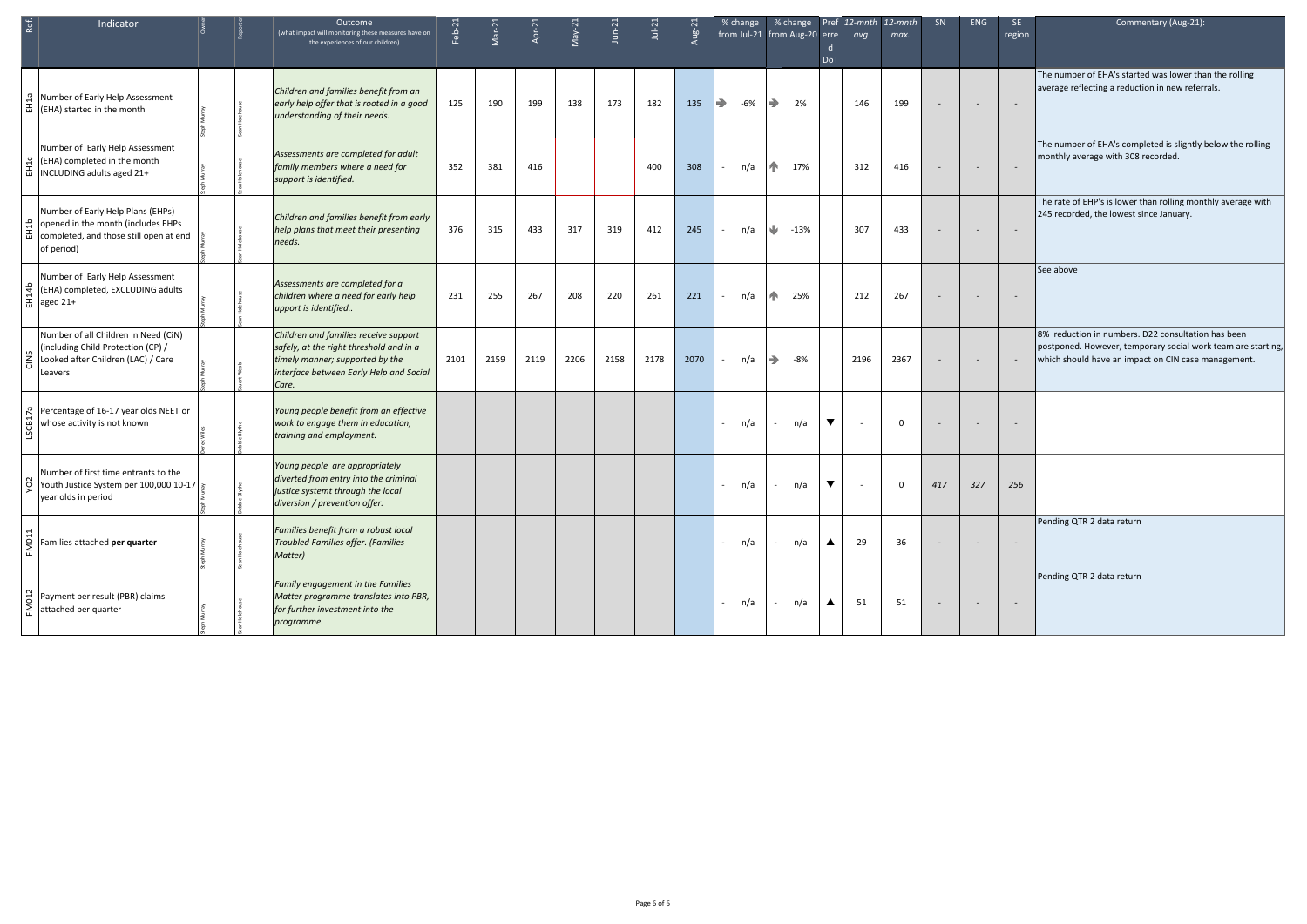| Ref. | Indicator | Owner | Reporter | Outcome (what impact will monitoring these measures have on the experiences of our children) | Feb-21 | Mar-21 | Apr-21 | May-21 | Jun-21 | Jul-21 | Aug-21 | % change from Jul-21 | % change from Aug-20 | Preferred DoT | 12-mnth avg | 12-mnth max. | SN | ENG | SE region | Commentary (Aug-21): |
|---|---|---|---|---|---|---|---|---|---|---|---|---|---|---|---|---|---|---|---|---|
| EH1a | Number of Early Help Assessment (EHA) started in the month | Steph Murray | Sean Halehouse | *Children and families benefit from an early help offer that is rooted in a good understanding of their needs.* | 125 | 190 | 199 | 138 | 173 | 182 | 135 | ➔ -6% | ➔ 2% | | 146 | 199 | - | - | - | The number of EHA's started was lower than the rolling average reflecting a reduction in new referrals. |
| EH1c | Number of Early Help Assessment (EHA) completed in the month INCLUDING adults aged 21+ | Steph Murray | Sean Halehouse | *Assessments are completed for adult family members where a need for support is identified.* | 352 | 381 | 416 | | | 400 | 308 | - n/a | ⬆ 17% | | 312 | 416 | - | - | - | The number of EHA's completed is slightly below the rolling monthly average with 308 recorded. |
| EH1b | Number of Early Help Plans (EHPs) opened in the month (includes EHPs completed, and those still open at end of period) | Steph Murray | Sean Halehouse | *Children and families benefit from early help plans that meet their presenting needs.* | 376 | 315 | 433 | 317 | 319 | 412 | 245 | - n/a | ⬇ -13% | | 307 | 433 | - | - | - | The rate of EHP's is lower than rolling monthly average with 245 recorded, the lowest since January. |
| EH14b | Number of Early Help Assessment (EHA) completed, EXCLUDING adults aged 21+ | Steph Murray | Sean Halehouse | *Assessments are completed for a children where a need for early help upport is identified..* | 231 | 255 | 267 | 208 | 220 | 261 | 221 | - n/a | ⬆ 25% | | 212 | 267 | - | - | - | See above |
| CIN5 | Number of all Children in Need (CiN) (including Child Protection (CP) / Looked after Children (LAC) / Care Leavers | Steph Murray | Stuart Webb | *Children and families receive support safely, at the right threshold and in a timely manner; supported by the interface between Early Help and Social Care.* | 2101 | 2159 | 2119 | 2206 | 2158 | 2178 | 2070 | - n/a | ➔ -8% | | 2196 | 2367 | - | - | - | 8% reduction in numbers. D22 consultation has been postponed. However, temporary social work team are starting, which should have an impact on CIN case management. |
| LSCB17a | Percentage of 16-17 year olds NEET or whose activity is not known | Derek Wiles | Debbie Blythe | *Young people benefit from an effective work to engage them in education, training and employment.* | | | | | | | | - n/a | - n/a | ▼ | - | 0 | - | - | - | |
| YO2 | Number of first time entrants to the Youth Justice System per 100,000 10-17 year olds in period | Steph Murray | Debbie Blythe | *Young people are appropriately diverted from entry into the criminal justice systemt through the local diversion / prevention offer.* | | | | | | | | - n/a | - n/a | ▼ | - | 0 | *417* | *327* | *256* | |
| FM011 | Families attached **per quarter** | Steph Murray | Sean Halehouse | *Families benefit from a robust local Troubled Families offer. (Families Matter)* | | | | | | | | - n/a | - n/a | ▲ | 29 | 36 | - | - | - | Pending QTR 2 data return |
| FM012 | Payment per result (PBR) claims attached per quarter | Steph Murray | Sean Halehouse | *Family engagement in the Families Matter programme translates into PBR, for further investment into the programme.* | | | | | | | | - n/a | - n/a | ▲ | 51 | 51 | - | - | - | Pending QTR 2 data return |